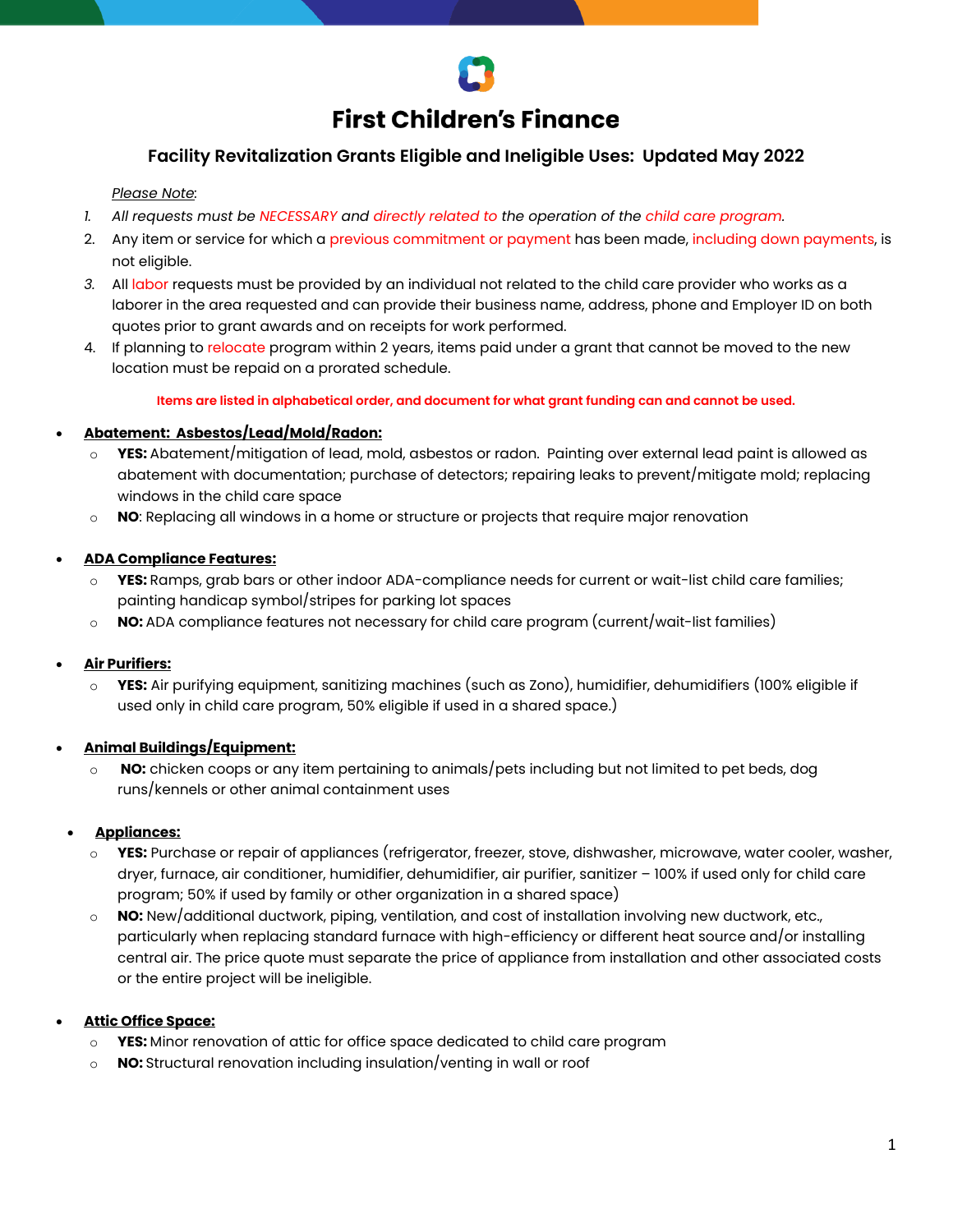# First Children's Finance

## Facility Revitalization Grants Eligible and Ineligible Uses: Updated May 2022

*Please Note*:

1. *All requests must be NECESSARY and directly related to the operation of the child care program.*
2. Any item or service for which a previous commitment or payment has been made, including down payments, is not eligible.
3. All labor requests must be provided by an individual not related to the child care provider who works as a laborer in the area requested and can provide their business name, address, phone and Employer ID on both quotes prior to grant awards and on receipts for work performed.
4. If planning to relocate program within 2 years, items paid under a grant that cannot be moved to the new location must be repaid on a prorated schedule.

**Items are listed in alphabetical order, and document for what grant funding can and cannot be used.**

- **Abatement: Asbestos/Lead/Mold/Radon:**
  - **YES:** Abatement/mitigation of lead, mold, asbestos or radon. Painting over external lead paint is allowed as abatement with documentation; purchase of detectors; repairing leaks to prevent/mitigate mold; replacing windows in the child care space
  - **NO**: Replacing all windows in a home or structure or projects that require major renovation

- **ADA Compliance Features:**
  - **YES:** Ramps, grab bars or other indoor ADA-compliance needs for current or wait-list child care families; painting handicap symbol/stripes for parking lot spaces
  - **NO:** ADA compliance features not necessary for child care program (current/wait-list families)

- **Air Purifiers:**
  - **YES:** Air purifying equipment, sanitizing machines (such as Zono), humidifier, dehumidifiers (100% eligible if used only in child care program, 50% eligible if used in a shared space.)

- **Animal Buildings/Equipment:**
  - **NO:** chicken coops or any item pertaining to animals/pets including but not limited to pet beds, dog runs/kennels or other animal containment uses

- **Appliances:**
  - **YES:** Purchase or repair of appliances (refrigerator, freezer, stove, dishwasher, microwave, water cooler, washer, dryer, furnace, air conditioner, humidifier, dehumidifier, air purifier, sanitizer – 100% if used only for child care program; 50% if used by family or other organization in a shared space)
  - **NO:** New/additional ductwork, piping, ventilation, and cost of installation involving new ductwork, etc., particularly when replacing standard furnace with high-efficiency or different heat source and/or installing central air. The price quote must separate the price of appliance from installation and other associated costs or the entire project will be ineligible.

- **Attic Office Space:**
  - **YES:** Minor renovation of attic for office space dedicated to child care program
  - **NO:** Structural renovation including insulation/venting in wall or roof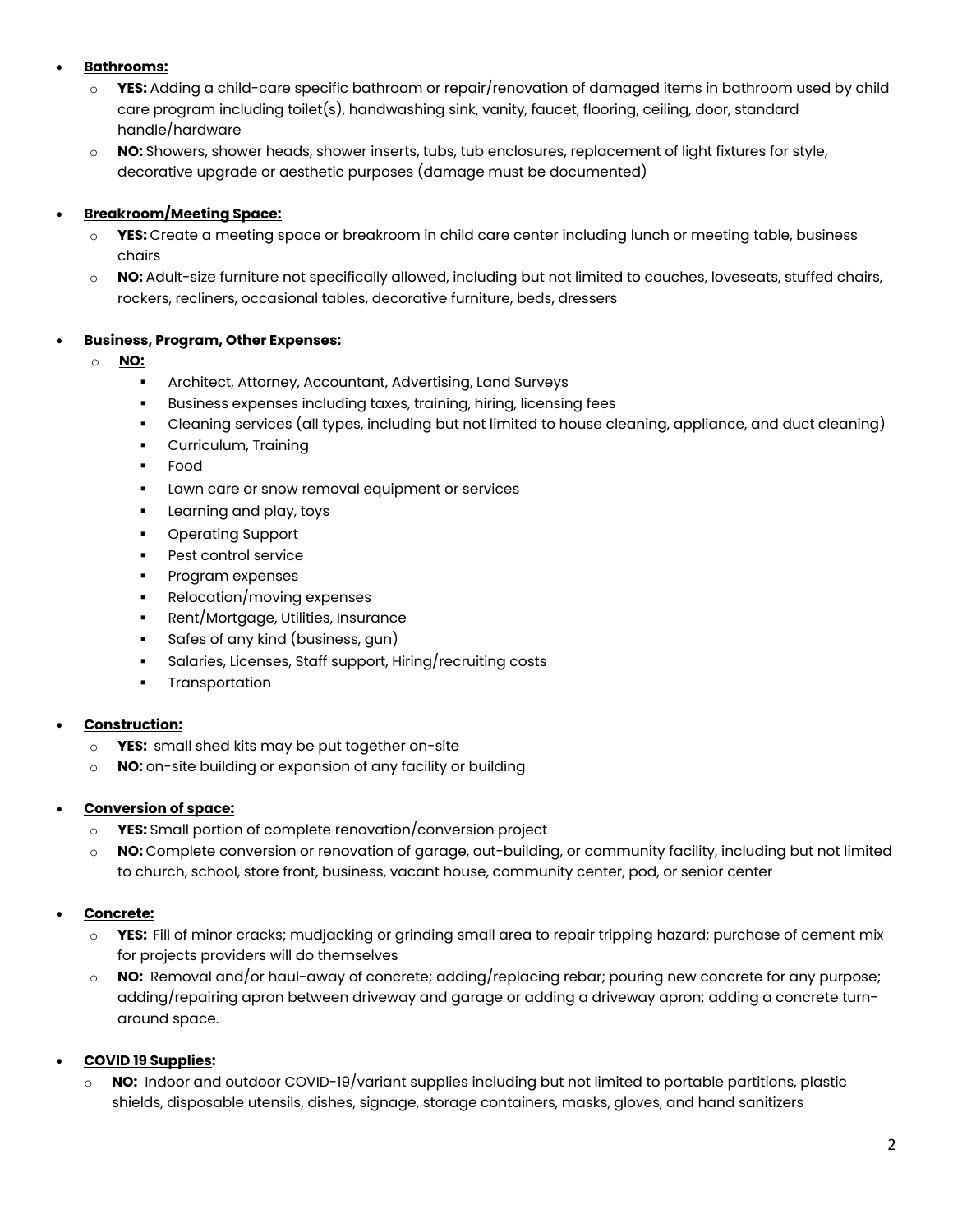- **Bathrooms:**
  - **YES:** Adding a child-care specific bathroom or repair/renovation of damaged items in bathroom used by child care program including toilet(s), handwashing sink, vanity, faucet, flooring, ceiling, door, standard handle/hardware
  - **NO:** Showers, shower heads, shower inserts, tubs, tub enclosures, replacement of light fixtures for style, decorative upgrade or aesthetic purposes (damage must be documented)

- **Breakroom/Meeting Space:**
  - **YES:** Create a meeting space or breakroom in child care center including lunch or meeting table, business chairs
  - **NO:** Adult-size furniture not specifically allowed, including but not limited to couches, loveseats, stuffed chairs, rockers, recliners, occasional tables, decorative furniture, beds, dressers

- **Business, Program, Other Expenses:**
  - **NO:**
    - Architect, Attorney, Accountant, Advertising, Land Surveys
    - Business expenses including taxes, training, hiring, licensing fees
    - Cleaning services (all types, including but not limited to house cleaning, appliance, and duct cleaning)
    - Curriculum, Training
    - Food
    - Lawn care or snow removal equipment or services
    - Learning and play, toys
    - Operating Support
    - Pest control service
    - Program expenses
    - Relocation/moving expenses
    - Rent/Mortgage, Utilities, Insurance
    - Safes of any kind (business, gun)
    - Salaries, Licenses, Staff support, Hiring/recruiting costs
    - Transportation

- **Construction:**
  - **YES:** small shed kits may be put together on-site
  - **NO:** on-site building or expansion of any facility or building

- **Conversion of space:**
  - **YES:** Small portion of complete renovation/conversion project
  - **NO:** Complete conversion or renovation of garage, out-building, or community facility, including but not limited to church, school, store front, business, vacant house, community center, pod, or senior center

- **Concrete:**
  - **YES:** Fill of minor cracks; mudjacking or grinding small area to repair tripping hazard; purchase of cement mix for projects providers will do themselves
  - **NO:** Removal and/or haul-away of concrete; adding/replacing rebar; pouring new concrete for any purpose; adding/repairing apron between driveway and garage or adding a driveway apron; adding a concrete turn-around space.

- **COVID 19 Supplies:**
  - **NO:** Indoor and outdoor COVID-19/variant supplies including but not limited to portable partitions, plastic shields, disposable utensils, dishes, signage, storage containers, masks, gloves, and hand sanitizers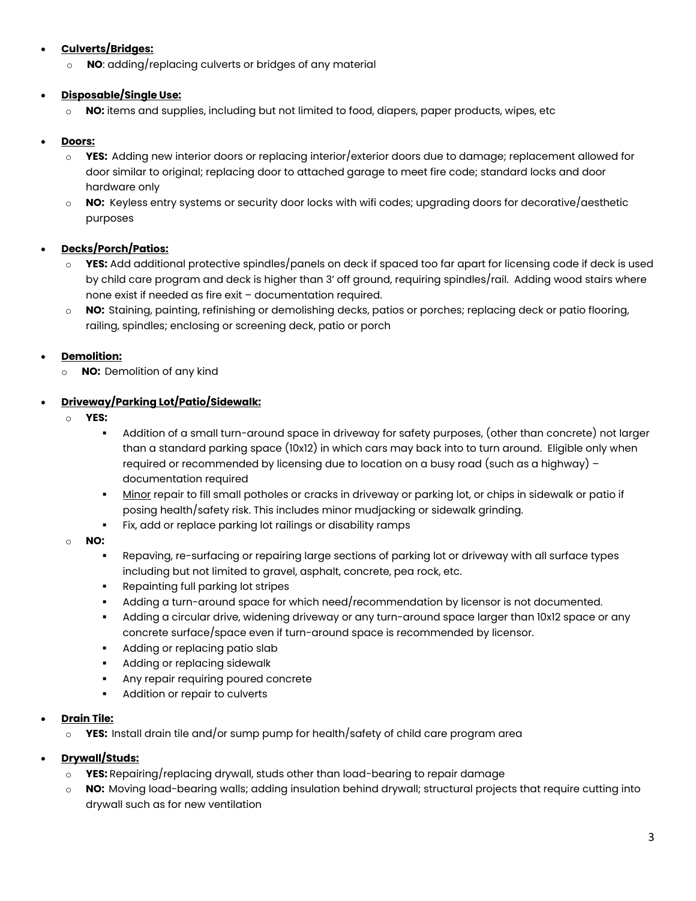- **<u>Culverts/Bridges:</u>**
  - **NO**: adding/replacing culverts or bridges of any material

- **<u>Disposable/Single Use:</u>**
  - **NO:** items and supplies, including but not limited to food, diapers, paper products, wipes, etc

- **<u>Doors:</u>**
  - **YES:** Adding new interior doors or replacing interior/exterior doors due to damage; replacement allowed for door similar to original; replacing door to attached garage to meet fire code; standard locks and door hardware only
  - **NO:** Keyless entry systems or security door locks with wifi codes; upgrading doors for decorative/aesthetic purposes

- **<u>Decks/Porch/Patios:</u>**
  - **YES:** Add additional protective spindles/panels on deck if spaced too far apart for licensing code if deck is used by child care program and deck is higher than 3' off ground, requiring spindles/rail. Adding wood stairs where none exist if needed as fire exit – documentation required.
  - **NO:** Staining, painting, refinishing or demolishing decks, patios or porches; replacing deck or patio flooring, railing, spindles; enclosing or screening deck, patio or porch

- **<u>Demolition:</u>**
  - **NO:** Demolition of any kind

- **<u>Driveway/Parking Lot/Patio/Sidewalk:</u>**
  - **YES:**
    - Addition of a small turn-around space in driveway for safety purposes, (other than concrete) not larger than a standard parking space (10x12) in which cars may back into to turn around. Eligible only when required or recommended by licensing due to location on a busy road (such as a highway) – documentation required
    - <u>Minor</u> repair to fill small potholes or cracks in driveway or parking lot, or chips in sidewalk or patio if posing health/safety risk. This includes minor mudjacking or sidewalk grinding.
    - Fix, add or replace parking lot railings or disability ramps
  - **NO:**
    - Repaving, re-surfacing or repairing large sections of parking lot or driveway with all surface types including but not limited to gravel, asphalt, concrete, pea rock, etc.
    - Repainting full parking lot stripes
    - Adding a turn-around space for which need/recommendation by licensor is not documented.
    - Adding a circular drive, widening driveway or any turn-around space larger than 10x12 space or any concrete surface/space even if turn-around space is recommended by licensor.
    - Adding or replacing patio slab
    - Adding or replacing sidewalk
    - Any repair requiring poured concrete
    - Addition or repair to culverts

- **<u>Drain Tile:</u>**
  - **YES:** Install drain tile and/or sump pump for health/safety of child care program area

- **<u>Drywall/Studs:</u>**
  - **YES:** Repairing/replacing drywall, studs other than load-bearing to repair damage
  - **NO:** Moving load-bearing walls; adding insulation behind drywall; structural projects that require cutting into drywall such as for new ventilation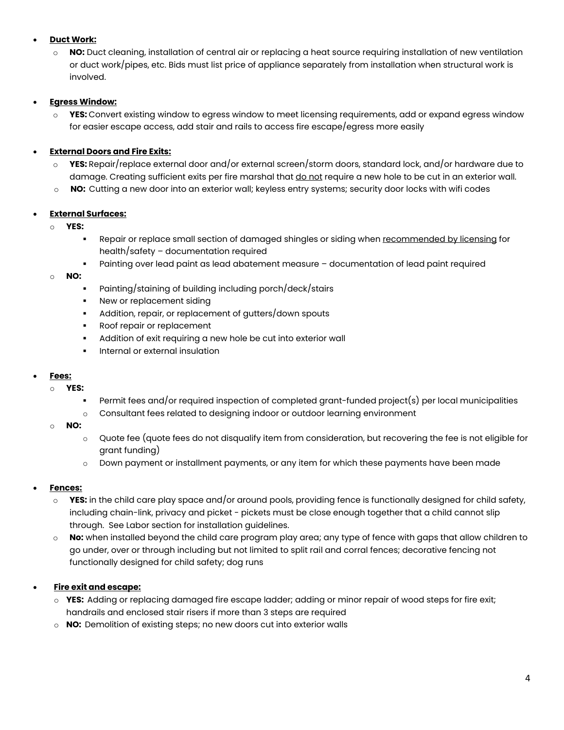- **Duct Work:**
  - **NO:** Duct cleaning, installation of central air or replacing a heat source requiring installation of new ventilation or duct work/pipes, etc. Bids must list price of appliance separately from installation when structural work is involved.

- **Egress Window:**
  - **YES:** Convert existing window to egress window to meet licensing requirements, add or expand egress window for easier escape access, add stair and rails to access fire escape/egress more easily

- **External Doors and Fire Exits:**
  - **YES:** Repair/replace external door and/or external screen/storm doors, standard lock, and/or hardware due to damage. Creating sufficient exits per fire marshal that do not require a new hole to be cut in an exterior wall.
  - **NO:** Cutting a new door into an exterior wall; keyless entry systems; security door locks with wifi codes

- **External Surfaces:**
  - **YES:**
    - Repair or replace small section of damaged shingles or siding when recommended by licensing for health/safety – documentation required
    - Painting over lead paint as lead abatement measure – documentation of lead paint required
  - **NO:**
    - Painting/staining of building including porch/deck/stairs
    - New or replacement siding
    - Addition, repair, or replacement of gutters/down spouts
    - Roof repair or replacement
    - Addition of exit requiring a new hole be cut into exterior wall
    - Internal or external insulation

- **Fees:**
  - **YES:**
    - Permit fees and/or required inspection of completed grant-funded project(s) per local municipalities
    - Consultant fees related to designing indoor or outdoor learning environment
  - **NO:**
    - Quote fee (quote fees do not disqualify item from consideration, but recovering the fee is not eligible for grant funding)
    - Down payment or installment payments, or any item for which these payments have been made

- **Fences:**
  - **YES:** in the child care play space and/or around pools, providing fence is functionally designed for child safety, including chain-link, privacy and picket - pickets must be close enough together that a child cannot slip through. See Labor section for installation guidelines.
  - **No:** when installed beyond the child care program play area; any type of fence with gaps that allow children to go under, over or through including but not limited to split rail and corral fences; decorative fencing not functionally designed for child safety; dog runs

- **Fire exit and escape:**
  - **YES:** Adding or replacing damaged fire escape ladder; adding or minor repair of wood steps for fire exit; handrails and enclosed stair risers if more than 3 steps are required
  - **NO:** Demolition of existing steps; no new doors cut into exterior walls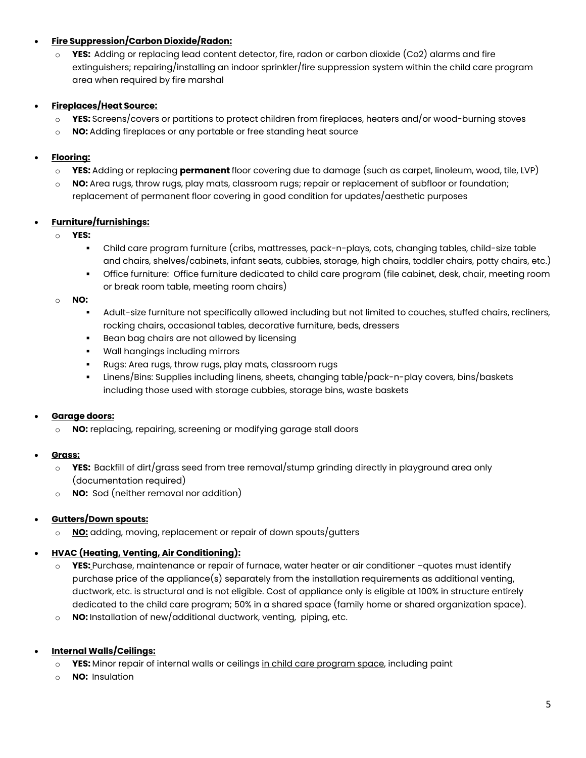- **Fire Suppression/Carbon Dioxide/Radon:**
  - **YES:** Adding or replacing lead content detector, fire, radon or carbon dioxide (Co2) alarms and fire extinguishers; repairing/installing an indoor sprinkler/fire suppression system within the child care program area when required by fire marshal

- **Fireplaces/Heat Source:**
  - **YES:** Screens/covers or partitions to protect children from fireplaces, heaters and/or wood-burning stoves
  - **NO:** Adding fireplaces or any portable or free standing heat source

- **Flooring:**
  - **YES:** Adding or replacing **permanent** floor covering due to damage (such as carpet, linoleum, wood, tile, LVP)
  - **NO:** Area rugs, throw rugs, play mats, classroom rugs; repair or replacement of subfloor or foundation; replacement of permanent floor covering in good condition for updates/aesthetic purposes

- **Furniture/furnishings:**
  - **YES:**
    - Child care program furniture (cribs, mattresses, pack-n-plays, cots, changing tables, child-size table and chairs, shelves/cabinets, infant seats, cubbies, storage, high chairs, toddler chairs, potty chairs, etc.)
    - Office furniture: Office furniture dedicated to child care program (file cabinet, desk, chair, meeting room or break room table, meeting room chairs)
  - **NO:**
    - Adult-size furniture not specifically allowed including but not limited to couches, stuffed chairs, recliners, rocking chairs, occasional tables, decorative furniture, beds, dressers
    - Bean bag chairs are not allowed by licensing
    - Wall hangings including mirrors
    - Rugs: Area rugs, throw rugs, play mats, classroom rugs
    - Linens/Bins: Supplies including linens, sheets, changing table/pack-n-play covers, bins/baskets including those used with storage cubbies, storage bins, waste baskets

- **Garage doors:**
  - **NO:** replacing, repairing, screening or modifying garage stall doors

- **Grass:**
  - **YES:** Backfill of dirt/grass seed from tree removal/stump grinding directly in playground area only (documentation required)
  - **NO:** Sod (neither removal nor addition)

- **Gutters/Down spouts:**
  - **NO:** adding, moving, replacement or repair of down spouts/gutters

- **HVAC (Heating, Venting, Air Conditioning):**
  - **YES:** Purchase, maintenance or repair of furnace, water heater or air conditioner –quotes must identify purchase price of the appliance(s) separately from the installation requirements as additional venting, ductwork, etc. is structural and is not eligible. Cost of appliance only is eligible at 100% in structure entirely dedicated to the child care program; 50% in a shared space (family home or shared organization space).
  - **NO:** Installation of new/additional ductwork, venting, piping, etc.

- **Internal Walls/Ceilings:**
  - **YES:** Minor repair of internal walls or ceilings in child care program space, including paint
  - **NO:** Insulation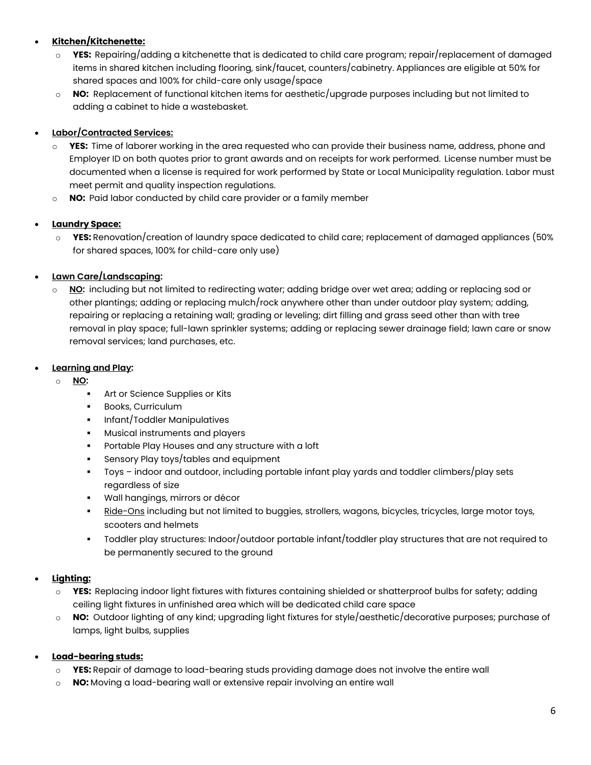- **Kitchen/Kitchenette:**
  - **YES:** Repairing/adding a kitchenette that is dedicated to child care program; repair/replacement of damaged items in shared kitchen including flooring, sink/faucet, counters/cabinetry. Appliances are eligible at 50% for shared spaces and 100% for child-care only usage/space
  - **NO:** Replacement of functional kitchen items for aesthetic/upgrade purposes including but not limited to adding a cabinet to hide a wastebasket.

- **Labor/Contracted Services:**
  - **YES:** Time of laborer working in the area requested who can provide their business name, address, phone and Employer ID on both quotes prior to grant awards and on receipts for work performed. License number must be documented when a license is required for work performed by State or Local Municipality regulation. Labor must meet permit and quality inspection regulations.
  - **NO:** Paid labor conducted by child care provider or a family member

- **Laundry Space:**
  - **YES:** Renovation/creation of laundry space dedicated to child care; replacement of damaged appliances (50% for shared spaces, 100% for child-care only use)

- **Lawn Care/Landscaping:**
  - **NO:** including but not limited to redirecting water; adding bridge over wet area; adding or replacing sod or other plantings; adding or replacing mulch/rock anywhere other than under outdoor play system; adding, repairing or replacing a retaining wall; grading or leveling; dirt filling and grass seed other than with tree removal in play space; full-lawn sprinkler systems; adding or replacing sewer drainage field; lawn care or snow removal services; land purchases, etc.

- **Learning and Play:**
  - **NO:**
    - Art or Science Supplies or Kits
    - Books, Curriculum
    - Infant/Toddler Manipulatives
    - Musical instruments and players
    - Portable Play Houses and any structure with a loft
    - Sensory Play toys/tables and equipment
    - Toys – indoor and outdoor, including portable infant play yards and toddler climbers/play sets regardless of size
    - Wall hangings, mirrors or décor
    - Ride-Ons including but not limited to buggies, strollers, wagons, bicycles, tricycles, large motor toys, scooters and helmets
    - Toddler play structures: Indoor/outdoor portable infant/toddler play structures that are not required to be permanently secured to the ground

- **Lighting:**
  - **YES:** Replacing indoor light fixtures with fixtures containing shielded or shatterproof bulbs for safety; adding ceiling light fixtures in unfinished area which will be dedicated child care space
  - **NO:** Outdoor lighting of any kind; upgrading light fixtures for style/aesthetic/decorative purposes; purchase of lamps, light bulbs, supplies

- **Load-bearing studs:**
  - **YES:** Repair of damage to load-bearing studs providing damage does not involve the entire wall
  - **NO:** Moving a load-bearing wall or extensive repair involving an entire wall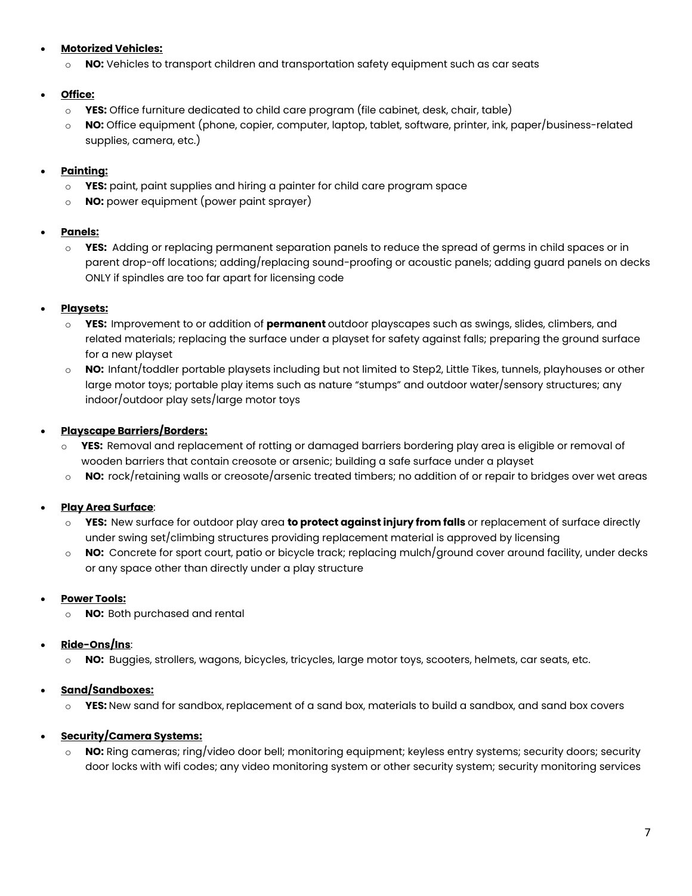- **Motorized Vehicles:**
  - **NO:** Vehicles to transport children and transportation safety equipment such as car seats

- **Office:**
  - **YES:** Office furniture dedicated to child care program (file cabinet, desk, chair, table)
  - **NO:** Office equipment (phone, copier, computer, laptop, tablet, software, printer, ink, paper/business-related supplies, camera, etc.)

- **Painting:**
  - **YES:** paint, paint supplies and hiring a painter for child care program space
  - **NO:** power equipment (power paint sprayer)

- **Panels:**
  - **YES:** Adding or replacing permanent separation panels to reduce the spread of germs in child spaces or in parent drop-off locations; adding/replacing sound-proofing or acoustic panels; adding guard panels on decks ONLY if spindles are too far apart for licensing code

- **Playsets:**
  - **YES:** Improvement to or addition of **permanent** outdoor playscapes such as swings, slides, climbers, and related materials; replacing the surface under a playset for safety against falls; preparing the ground surface for a new playset
  - **NO:** Infant/toddler portable playsets including but not limited to Step2, Little Tikes, tunnels, playhouses or other large motor toys; portable play items such as nature "stumps" and outdoor water/sensory structures; any indoor/outdoor play sets/large motor toys

- **Playscape Barriers/Borders:**
  - **YES:** Removal and replacement of rotting or damaged barriers bordering play area is eligible or removal of wooden barriers that contain creosote or arsenic; building a safe surface under a playset
  - **NO:** rock/retaining walls or creosote/arsenic treated timbers; no addition of or repair to bridges over wet areas

- **Play Area Surface**:
  - **YES:** New surface for outdoor play area **to protect against injury from falls** or replacement of surface directly under swing set/climbing structures providing replacement material is approved by licensing
  - **NO:** Concrete for sport court, patio or bicycle track; replacing mulch/ground cover around facility, under decks or any space other than directly under a play structure

- **Power Tools:**
  - **NO:** Both purchased and rental

- **Ride-Ons/Ins**:
  - **NO:** Buggies, strollers, wagons, bicycles, tricycles, large motor toys, scooters, helmets, car seats, etc.

- **Sand/Sandboxes:**
  - **YES:** New sand for sandbox, replacement of a sand box, materials to build a sandbox, and sand box covers

- **Security/Camera Systems:**
  - **NO:** Ring cameras; ring/video door bell; monitoring equipment; keyless entry systems; security doors; security door locks with wifi codes; any video monitoring system or other security system; security monitoring services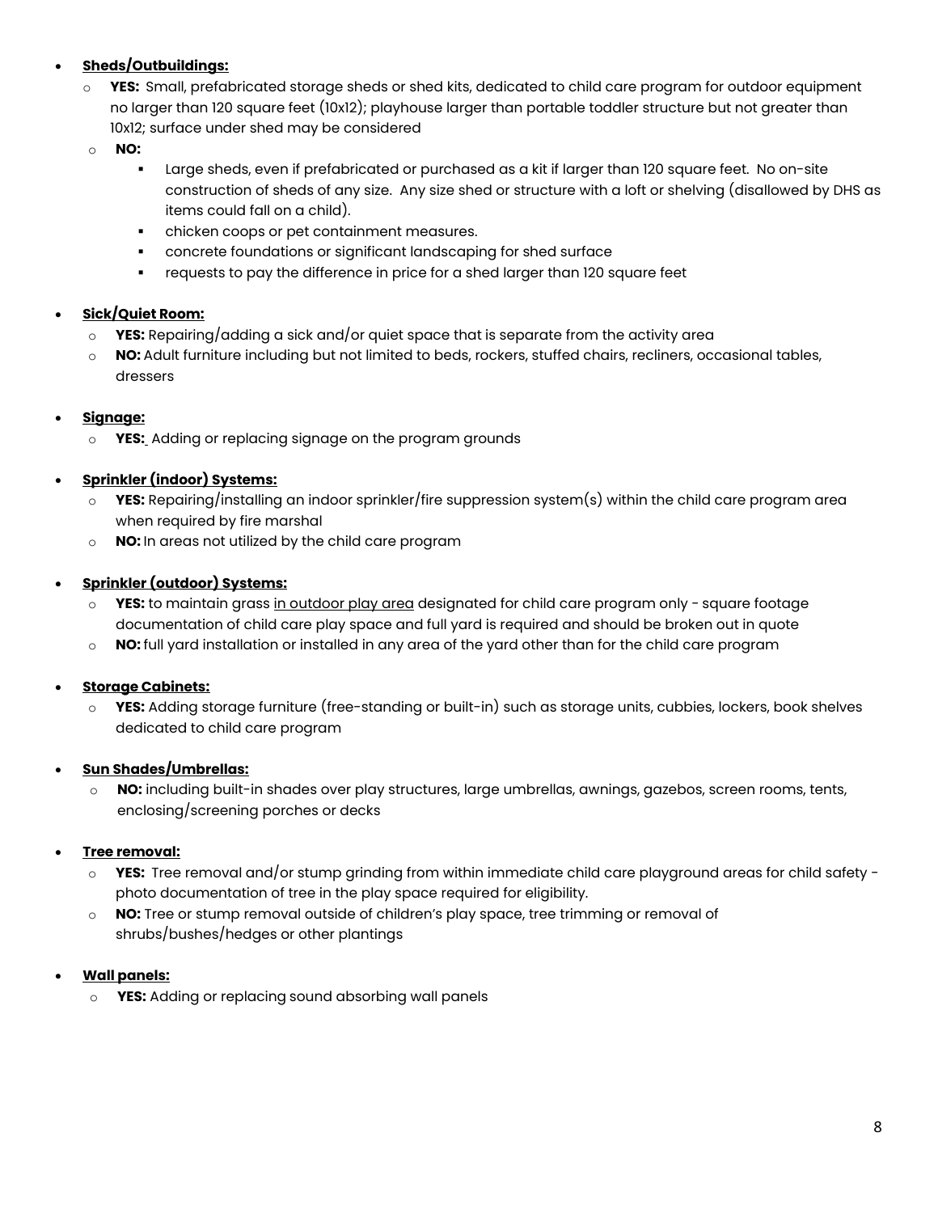- **Sheds/Outbuildings:**
  - **YES:** Small, prefabricated storage sheds or shed kits, dedicated to child care program for outdoor equipment no larger than 120 square feet (10x12); playhouse larger than portable toddler structure but not greater than 10x12; surface under shed may be considered
  - **NO:**
    - Large sheds, even if prefabricated or purchased as a kit if larger than 120 square feet. No on-site construction of sheds of any size. Any size shed or structure with a loft or shelving (disallowed by DHS as items could fall on a child).
    - chicken coops or pet containment measures.
    - concrete foundations or significant landscaping for shed surface
    - requests to pay the difference in price for a shed larger than 120 square feet

- **Sick/Quiet Room:**
  - **YES:** Repairing/adding a sick and/or quiet space that is separate from the activity area
  - **NO:** Adult furniture including but not limited to beds, rockers, stuffed chairs, recliners, occasional tables, dressers

- **Signage:**
  - **YES:** Adding or replacing signage on the program grounds

- **Sprinkler (indoor) Systems:**
  - **YES:** Repairing/installing an indoor sprinkler/fire suppression system(s) within the child care program area when required by fire marshal
  - **NO:** In areas not utilized by the child care program

- **Sprinkler (outdoor) Systems:**
  - **YES:** to maintain grass <u>in outdoor play area</u> designated for child care program only - square footage documentation of child care play space and full yard is required and should be broken out in quote
  - **NO:** full yard installation or installed in any area of the yard other than for the child care program

- **Storage Cabinets:**
  - **YES:** Adding storage furniture (free-standing or built-in) such as storage units, cubbies, lockers, book shelves dedicated to child care program

- **Sun Shades/Umbrellas:**
  - **NO:** including built-in shades over play structures, large umbrellas, awnings, gazebos, screen rooms, tents, enclosing/screening porches or decks

- **Tree removal:**
  - **YES:** Tree removal and/or stump grinding from within immediate child care playground areas for child safety - photo documentation of tree in the play space required for eligibility.
  - **NO:** Tree or stump removal outside of children's play space, tree trimming or removal of shrubs/bushes/hedges or other plantings

- **Wall panels:**
  - **YES:** Adding or replacing sound absorbing wall panels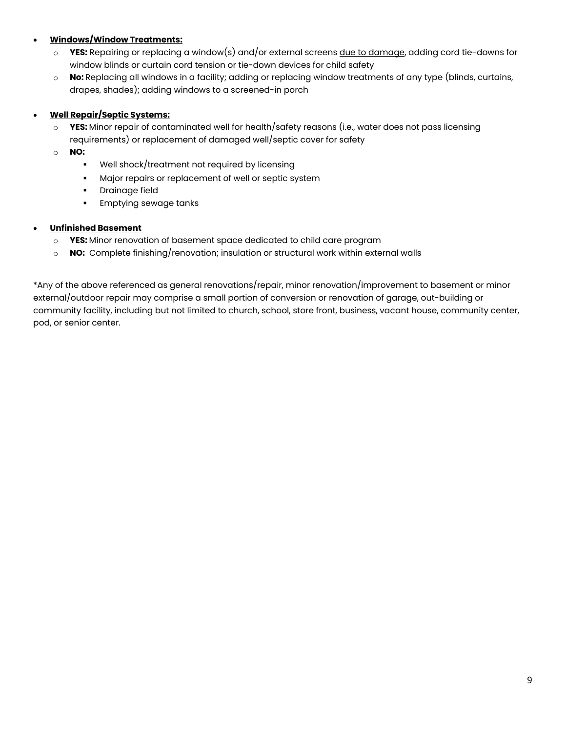- **<u>Windows/Window Treatments:</u>**
  - **YES:** Repairing or replacing a window(s) and/or external screens <u>due to damage</u>, adding cord tie-downs for window blinds or curtain cord tension or tie-down devices for child safety
  - **No:** Replacing all windows in a facility; adding or replacing window treatments of any type (blinds, curtains, drapes, shades); adding windows to a screened-in porch

- **<u>Well Repair/Septic Systems:</u>**
  - **YES:** Minor repair of contaminated well for health/safety reasons (i.e., water does not pass licensing requirements) or replacement of damaged well/septic cover for safety
  - **NO:**
    - Well shock/treatment not required by licensing
    - Major repairs or replacement of well or septic system
    - Drainage field
    - Emptying sewage tanks

- **<u>Unfinished Basement</u>**
  - **YES:** Minor renovation of basement space dedicated to child care program
  - **NO:** Complete finishing/renovation; insulation or structural work within external walls

*Any of the above referenced as general renovations/repair, minor renovation/improvement to basement or minor external/outdoor repair may comprise a small portion of conversion or renovation of garage, out-building or community facility, including but not limited to church, school, store front, business, vacant house, community center, pod, or senior center.